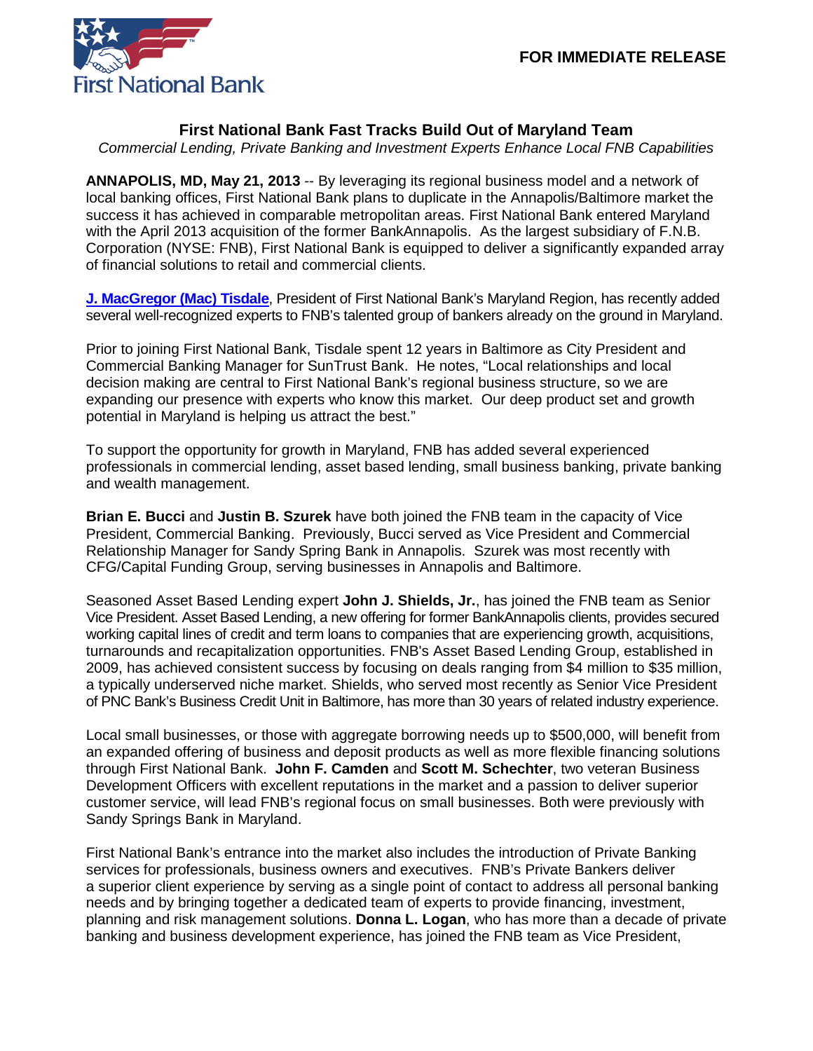**FOR IMMEDIATE RELEASE**

# First National Bank Fast Tracks Build Out of Maryland Team

*Commercial Lending, Private Banking and Investment Experts Enhance Local FNB Capabilities*

**ANNAPOLIS, MD, May 21, 2013** -- By leveraging its regional business model and a network of local banking offices, First National Bank plans to duplicate in the Annapolis/Baltimore market the success it has achieved in comparable metropolitan areas. First National Bank entered Maryland with the April 2013 acquisition of the former BankAnnapolis. As the largest subsidiary of F.N.B. Corporation (NYSE: FNB), First National Bank is equipped to deliver a significantly expanded array of financial solutions to retail and commercial clients.

**J. MacGregor (Mac) Tisdale**, President of First National Bank's Maryland Region, has recently added several well-recognized experts to FNB's talented group of bankers already on the ground in Maryland.

Prior to joining First National Bank, Tisdale spent 12 years in Baltimore as City President and Commercial Banking Manager for SunTrust Bank. He notes, "Local relationships and local decision making are central to First National Bank's regional business structure, so we are expanding our presence with experts who know this market. Our deep product set and growth potential in Maryland is helping us attract the best."

To support the opportunity for growth in Maryland, FNB has added several experienced professionals in commercial lending, asset based lending, small business banking, private banking and wealth management.

**Brian E. Bucci** and **Justin B. Szurek** have both joined the FNB team in the capacity of Vice President, Commercial Banking. Previously, Bucci served as Vice President and Commercial Relationship Manager for Sandy Spring Bank in Annapolis. Szurek was most recently with CFG/Capital Funding Group, serving businesses in Annapolis and Baltimore.

Seasoned Asset Based Lending expert **John J. Shields, Jr.**, has joined the FNB team as Senior Vice President. Asset Based Lending, a new offering for former BankAnnapolis clients, provides secured working capital lines of credit and term loans to companies that are experiencing growth, acquisitions, turnarounds and recapitalization opportunities. FNB's Asset Based Lending Group, established in 2009, has achieved consistent success by focusing on deals ranging from $4 million to $35 million, a typically underserved niche market. Shields, who served most recently as Senior Vice President of PNC Bank's Business Credit Unit in Baltimore, has more than 30 years of related industry experience.

Local small businesses, or those with aggregate borrowing needs up to $500,000, will benefit from an expanded offering of business and deposit products as well as more flexible financing solutions through First National Bank. **John F. Camden** and **Scott M. Schechter**, two veteran Business Development Officers with excellent reputations in the market and a passion to deliver superior customer service, will lead FNB's regional focus on small businesses. Both were previously with Sandy Springs Bank in Maryland.

First National Bank's entrance into the market also includes the introduction of Private Banking services for professionals, business owners and executives. FNB's Private Bankers deliver a superior client experience by serving as a single point of contact to address all personal banking needs and by bringing together a dedicated team of experts to provide financing, investment, planning and risk management solutions. **Donna L. Logan**, who has more than a decade of private banking and business development experience, has joined the FNB team as Vice President,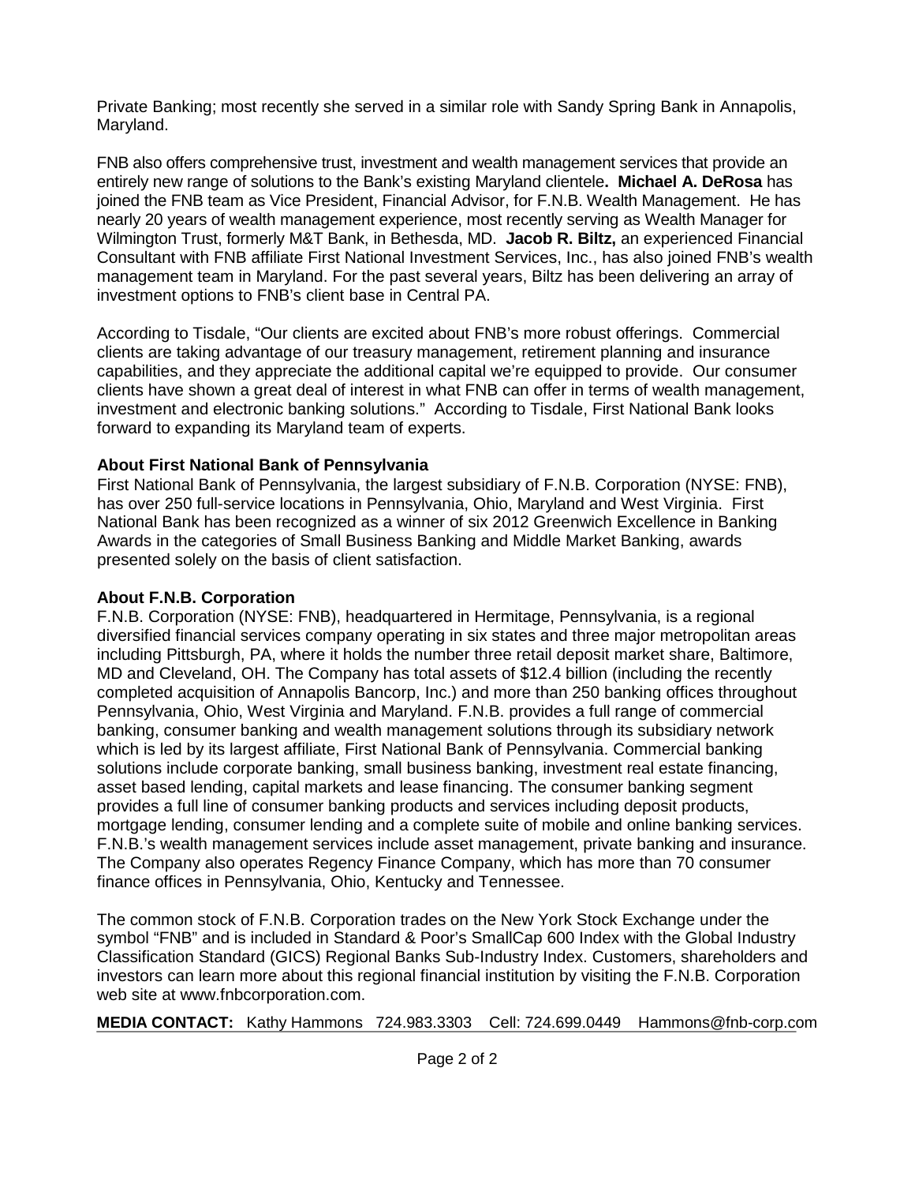Private Banking; most recently she served in a similar role with Sandy Spring Bank in Annapolis, Maryland.

FNB also offers comprehensive trust, investment and wealth management services that provide an entirely new range of solutions to the Bank's existing Maryland clientele**. Michael A. DeRosa** has joined the FNB team as Vice President, Financial Advisor, for F.N.B. Wealth Management. He has nearly 20 years of wealth management experience, most recently serving as Wealth Manager for Wilmington Trust, formerly M&T Bank, in Bethesda, MD. **Jacob R. Biltz,** an experienced Financial Consultant with FNB affiliate First National Investment Services, Inc., has also joined FNB's wealth management team in Maryland. For the past several years, Biltz has been delivering an array of investment options to FNB's client base in Central PA.

According to Tisdale, "Our clients are excited about FNB's more robust offerings. Commercial clients are taking advantage of our treasury management, retirement planning and insurance capabilities, and they appreciate the additional capital we're equipped to provide. Our consumer clients have shown a great deal of interest in what FNB can offer in terms of wealth management, investment and electronic banking solutions." According to Tisdale, First National Bank looks forward to expanding its Maryland team of experts.

**About First National Bank of Pennsylvania**

First National Bank of Pennsylvania, the largest subsidiary of F.N.B. Corporation (NYSE: FNB), has over 250 full-service locations in Pennsylvania, Ohio, Maryland and West Virginia. First National Bank has been recognized as a winner of six 2012 Greenwich Excellence in Banking Awards in the categories of Small Business Banking and Middle Market Banking, awards presented solely on the basis of client satisfaction.

**About F.N.B. Corporation**

F.N.B. Corporation (NYSE: FNB), headquartered in Hermitage, Pennsylvania, is a regional diversified financial services company operating in six states and three major metropolitan areas including Pittsburgh, PA, where it holds the number three retail deposit market share, Baltimore, MD and Cleveland, OH. The Company has total assets of $12.4 billion (including the recently completed acquisition of Annapolis Bancorp, Inc.) and more than 250 banking offices throughout Pennsylvania, Ohio, West Virginia and Maryland. F.N.B. provides a full range of commercial banking, consumer banking and wealth management solutions through its subsidiary network which is led by its largest affiliate, First National Bank of Pennsylvania. Commercial banking solutions include corporate banking, small business banking, investment real estate financing, asset based lending, capital markets and lease financing. The consumer banking segment provides a full line of consumer banking products and services including deposit products, mortgage lending, consumer lending and a complete suite of mobile and online banking services. F.N.B.'s wealth management services include asset management, private banking and insurance. The Company also operates Regency Finance Company, which has more than 70 consumer finance offices in Pennsylvania, Ohio, Kentucky and Tennessee.

The common stock of F.N.B. Corporation trades on the New York Stock Exchange under the symbol "FNB" and is included in Standard & Poor's SmallCap 600 Index with the Global Industry Classification Standard (GICS) Regional Banks Sub-Industry Index. Customers, shareholders and investors can learn more about this regional financial institution by visiting the F.N.B. Corporation web site at www.fnbcorporation.com.

**MEDIA CONTACT:** Kathy Hammons 724.983.3303 Cell: 724.699.0449 Hammons@fnb-corp.com